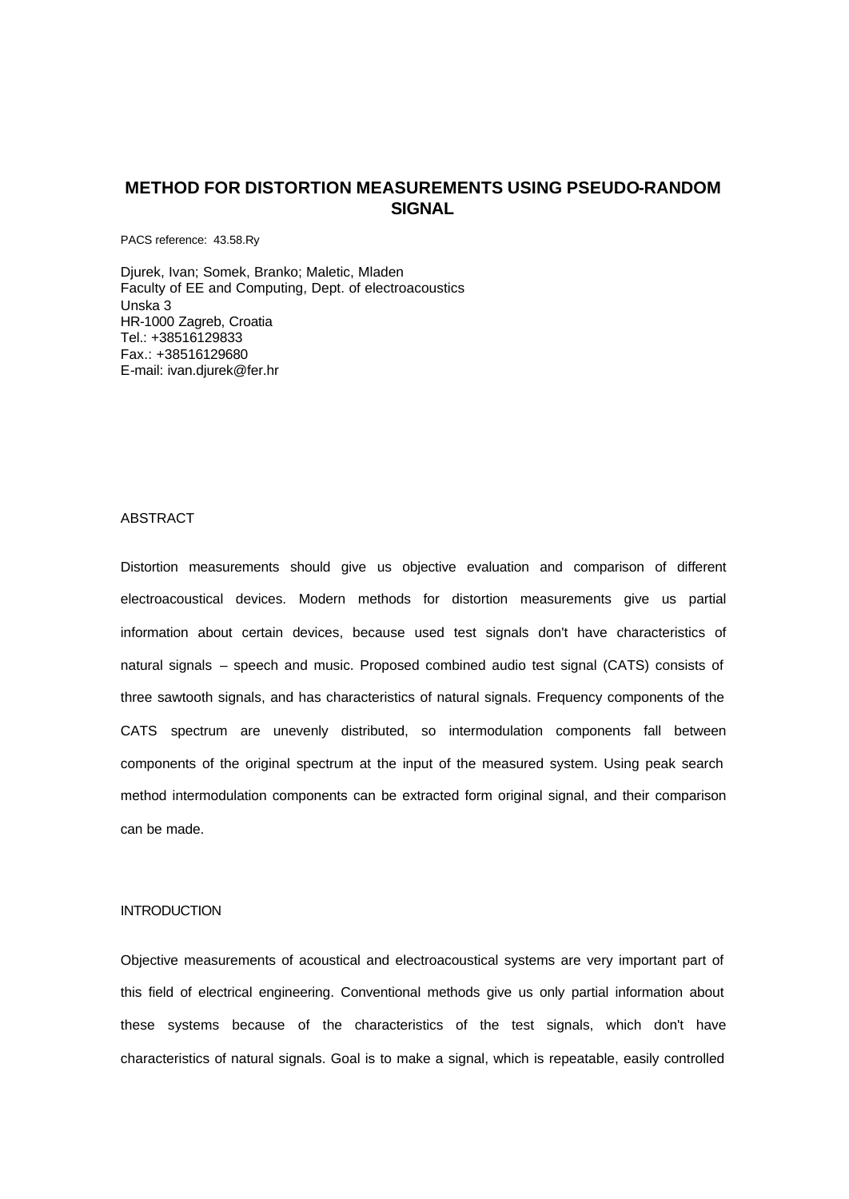# METHOD FOR DISTORTION MEASUREMENTS USING PSEUDO-RANDOM SIGNAL

PACS reference: 43.58.Ry

Djurek, Ivan; Somek, Branko; Maletic, Mladen
Faculty of EE and Computing, Dept. of electroacoustics
Unska 3
HR-1000 Zagreb, Croatia
Tel.: +38516129833
Fax.: +38516129680
E-mail: ivan.djurek@fer.hr

## ABSTRACT

Distortion measurements should give us objective evaluation and comparison of different electroacoustical devices. Modern methods for distortion measurements give us partial information about certain devices, because used test signals don't have characteristics of natural signals – speech and music. Proposed combined audio test signal (CATS) consists of three sawtooth signals, and has characteristics of natural signals. Frequency components of the CATS spectrum are unevenly distributed, so intermodulation components fall between components of the original spectrum at the input of the measured system. Using peak search method intermodulation components can be extracted form original signal, and their comparison can be made.

## INTRODUCTION

Objective measurements of acoustical and electroacoustical systems are very important part of this field of electrical engineering. Conventional methods give us only partial information about these systems because of the characteristics of the test signals, which don't have characteristics of natural signals. Goal is to make a signal, which is repeatable, easily controlled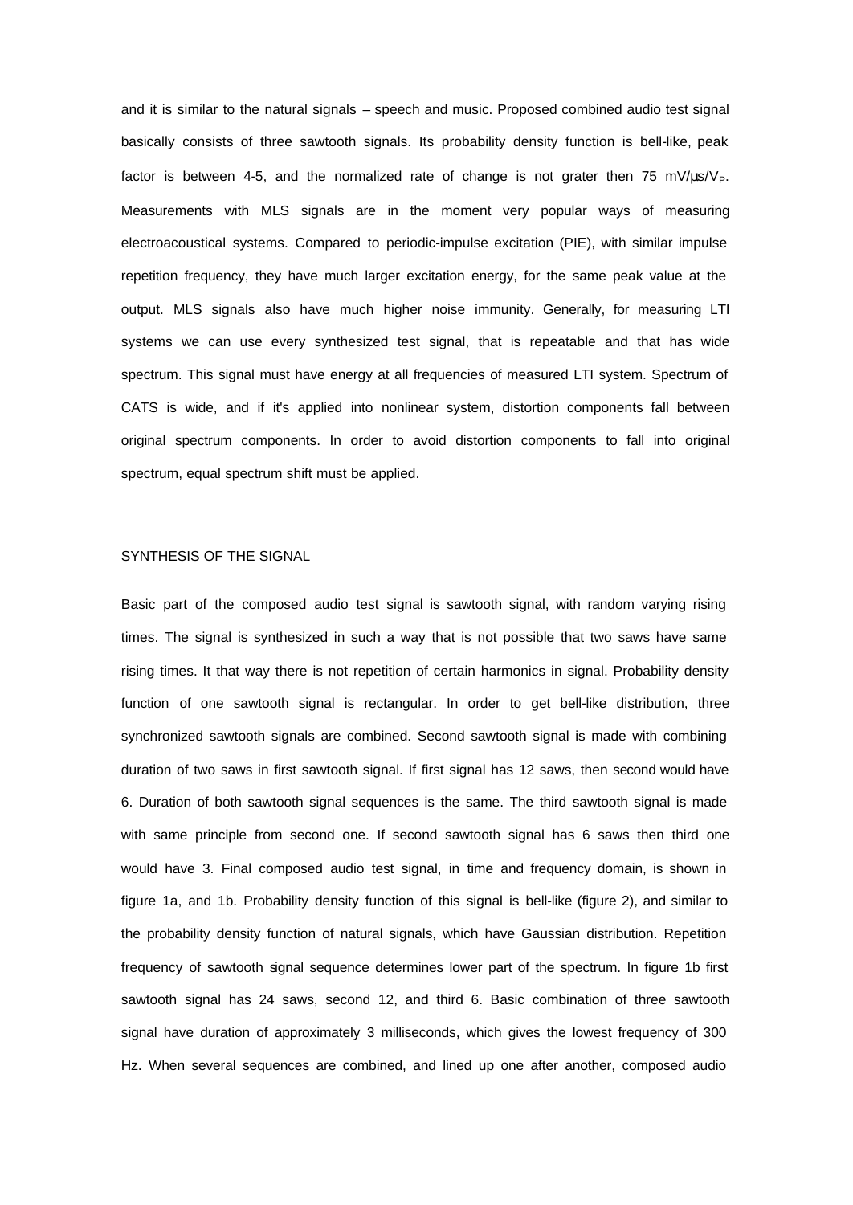and it is similar to the natural signals – speech and music. Proposed combined audio test signal basically consists of three sawtooth signals. Its probability density function is bell-like, peak factor is between 4-5, and the normalized rate of change is not grater then 75 mV/µs/$V_P$. Measurements with MLS signals are in the moment very popular ways of measuring electroacoustical systems. Compared to periodic-impulse excitation (PIE), with similar impulse repetition frequency, they have much larger excitation energy, for the same peak value at the output. MLS signals also have much higher noise immunity. Generally, for measuring LTI systems we can use every synthesized test signal, that is repeatable and that has wide spectrum. This signal must have energy at all frequencies of measured LTI system. Spectrum of CATS is wide, and if it's applied into nonlinear system, distortion components fall between original spectrum components. In order to avoid distortion components to fall into original spectrum, equal spectrum shift must be applied.

## SYNTHESIS OF THE SIGNAL

Basic part of the composed audio test signal is sawtooth signal, with random varying rising times. The signal is synthesized in such a way that is not possible that two saws have same rising times. It that way there is not repetition of certain harmonics in signal. Probability density function of one sawtooth signal is rectangular. In order to get bell-like distribution, three synchronized sawtooth signals are combined. Second sawtooth signal is made with combining duration of two saws in first sawtooth signal. If first signal has 12 saws, then second would have 6. Duration of both sawtooth signal sequences is the same. The third sawtooth signal is made with same principle from second one. If second sawtooth signal has 6 saws then third one would have 3. Final composed audio test signal, in time and frequency domain, is shown in figure 1a, and 1b. Probability density function of this signal is bell-like (figure 2), and similar to the probability density function of natural signals, which have Gaussian distribution. Repetition frequency of sawtooth signal sequence determines lower part of the spectrum. In figure 1b first sawtooth signal has 24 saws, second 12, and third 6. Basic combination of three sawtooth signal have duration of approximately 3 milliseconds, which gives the lowest frequency of 300 Hz. When several sequences are combined, and lined up one after another, composed audio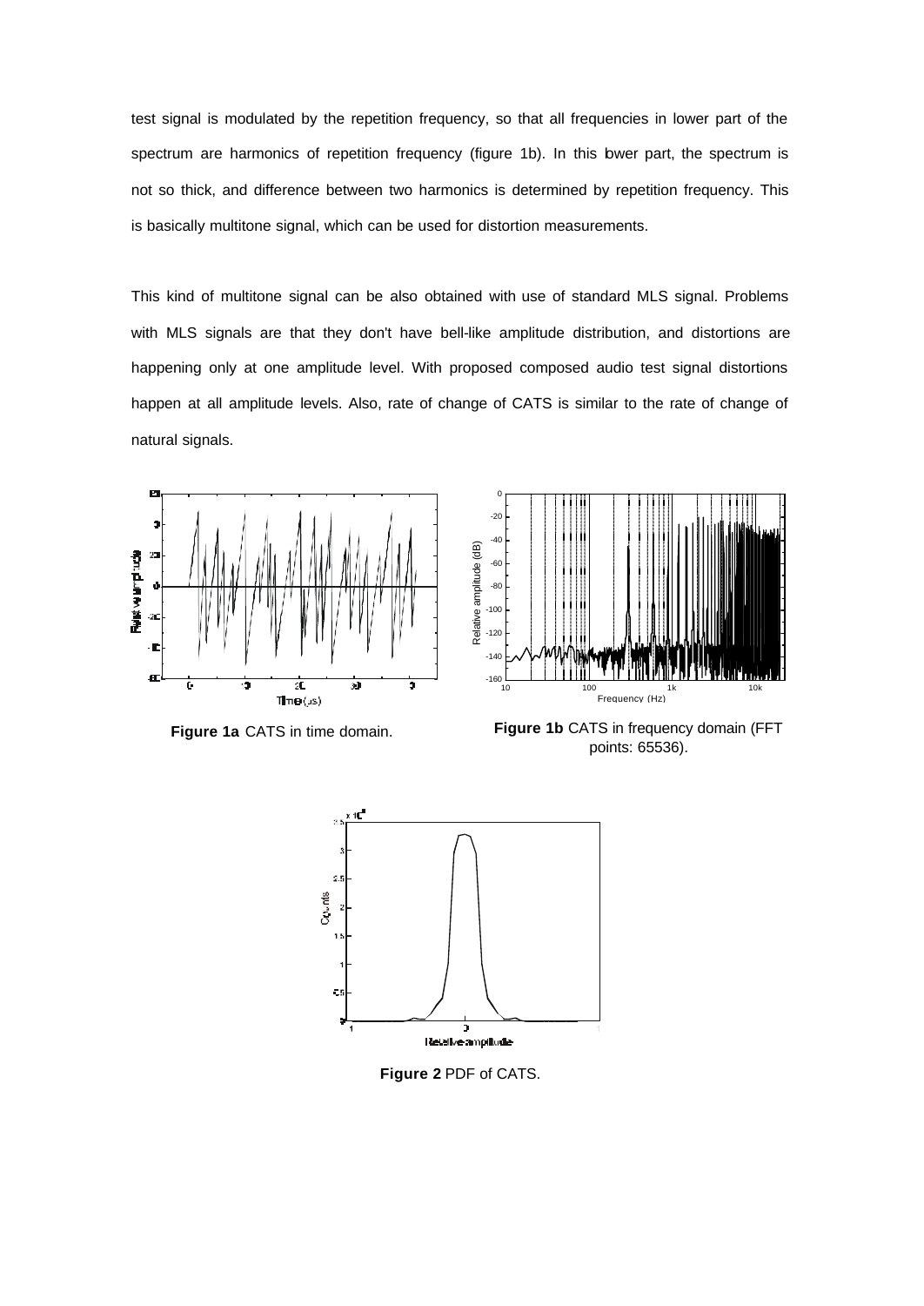test signal is modulated by the repetition frequency, so that all frequencies in lower part of the spectrum are harmonics of repetition frequency (figure 1b). In this lower part, the spectrum is not so thick, and difference between two harmonics is determined by repetition frequency. This is basically multitone signal, which can be used for distortion measurements.

This kind of multitone signal can be also obtained with use of standard MLS signal. Problems with MLS signals are that they don't have bell-like amplitude distribution, and distortions are happening only at one amplitude level. With proposed composed audio test signal distortions happen at all amplitude levels. Also, rate of change of CATS is similar to the rate of change of natural signals.

**Figure 1a** CATS in time domain.

**Figure 1b** CATS in frequency domain (FFT points: 65536).

**Figure 2** PDF of CATS.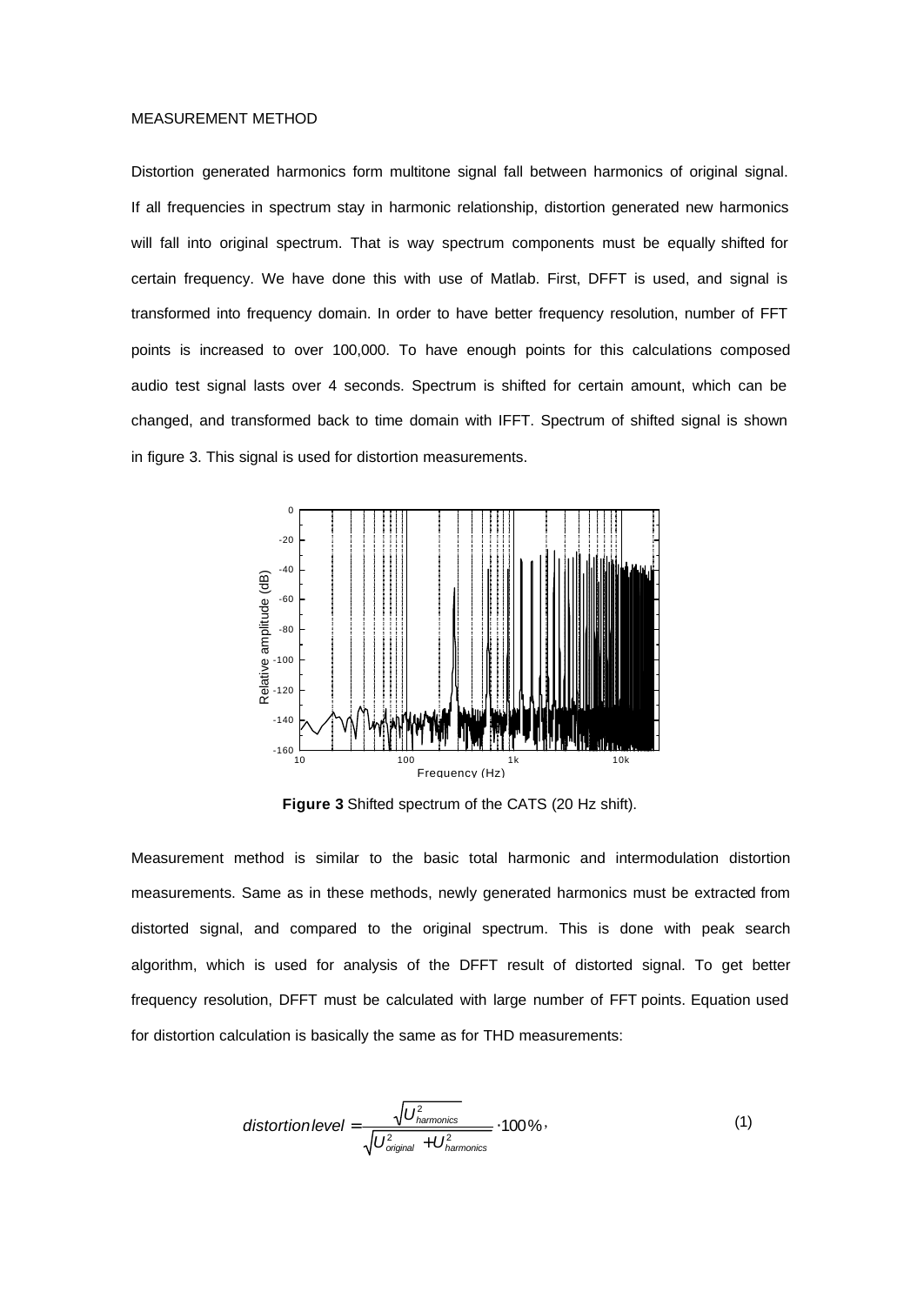MEASUREMENT METHOD

Distortion generated harmonics form multitone signal fall between harmonics of original signal. If all frequencies in spectrum stay in harmonic relationship, distortion generated new harmonics will fall into original spectrum. That is way spectrum components must be equally shifted for certain frequency. We have done this with use of Matlab. First, DFFT is used, and signal is transformed into frequency domain. In order to have better frequency resolution, number of FFT points is increased to over 100,000. To have enough points for this calculations composed audio test signal lasts over 4 seconds. Spectrum is shifted for certain amount, which can be changed, and transformed back to time domain with IFFT. Spectrum of shifted signal is shown in figure 3. This signal is used for distortion measurements.

**Figure 3** Shifted spectrum of the CATS (20 Hz shift).

Measurement method is similar to the basic total harmonic and intermodulation distortion measurements. Same as in these methods, newly generated harmonics must be extracted from distorted signal, and compared to the original spectrum. This is done with peak search algorithm, which is used for analysis of the DFFT result of distorted signal. To get better frequency resolution, DFFT must be calculated with large number of FFT points. Equation used for distortion calculation is basically the same as for THD measurements:

$$distortion\,level = \frac{\sqrt{U_{harmonics}^2}}{\sqrt{U_{original}^2 + U_{harmonics}^2}} \cdot 100\%, \tag{1}$$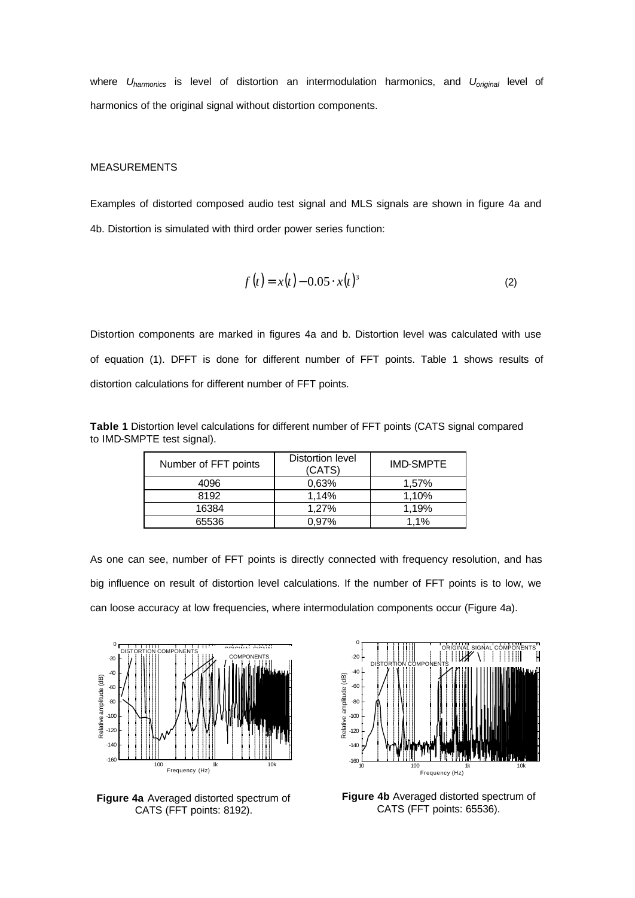where $U_{harmonics}$ is level of distortion an intermodulation harmonics, and $U_{original}$ level of harmonics of the original signal without distortion components.

MEASUREMENTS

Examples of distorted composed audio test signal and MLS signals are shown in figure 4a and 4b. Distortion is simulated with third order power series function:

$$f(t) = x(t) - 0.05 \cdot x(t)^3 \tag{2}$$

Distortion components are marked in figures 4a and b. Distortion level was calculated with use of equation (1). DFFT is done for different number of FFT points. Table 1 shows results of distortion calculations for different number of FFT points.

**Table 1** Distortion level calculations for different number of FFT points (CATS signal compared to IMD-SMPTE test signal).

| Number of FFT points | Distortion level (CATS) | IMD-SMPTE |
|---|---|---|
| 4096 | 0,63% | 1,57% |
| 8192 | 1,14% | 1,10% |
| 16384 | 1,27% | 1,19% |
| 65536 | 0,97% | 1,1% |

As one can see, number of FFT points is directly connected with frequency resolution, and has big influence on result of distortion level calculations. If the number of FFT points is to low, we can loose accuracy at low frequencies, where intermodulation components occur (Figure 4a).

**Figure 4a** Averaged distorted spectrum of CATS (FFT points: 8192).

**Figure 4b** Averaged distorted spectrum of CATS (FFT points: 65536).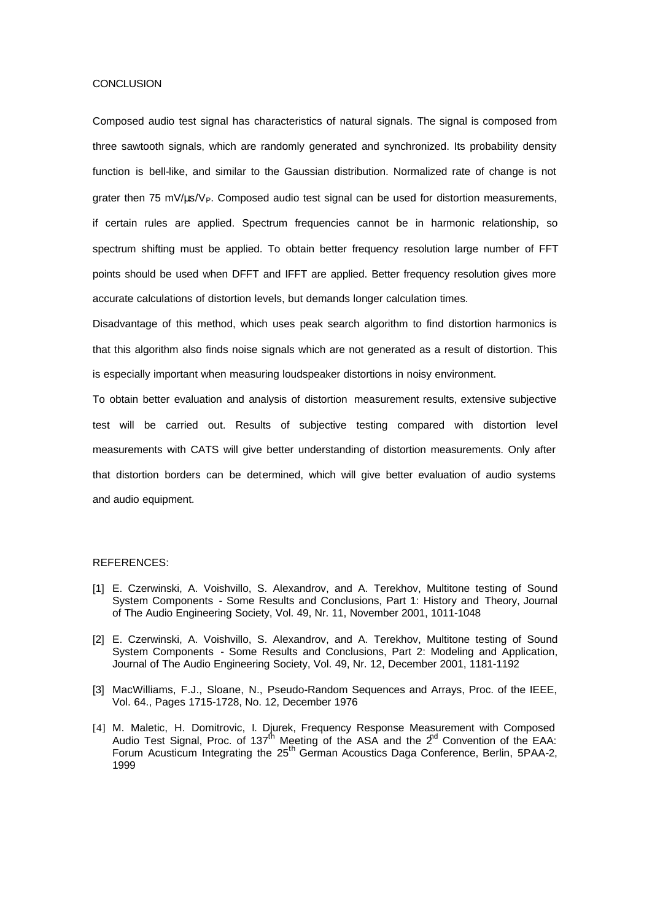## CONCLUSION

Composed audio test signal has characteristics of natural signals. The signal is composed from three sawtooth signals, which are randomly generated and synchronized. Its probability density function is bell-like, and similar to the Gaussian distribution. Normalized rate of change is not grater then 75 mV/μs/$V_P$. Composed audio test signal can be used for distortion measurements, if certain rules are applied. Spectrum frequencies cannot be in harmonic relationship, so spectrum shifting must be applied. To obtain better frequency resolution large number of FFT points should be used when DFFT and IFFT are applied. Better frequency resolution gives more accurate calculations of distortion levels, but demands longer calculation times.

Disadvantage of this method, which uses peak search algorithm to find distortion harmonics is that this algorithm also finds noise signals which are not generated as a result of distortion. This is especially important when measuring loudspeaker distortions in noisy environment.

To obtain better evaluation and analysis of distortion measurement results, extensive subjective test will be carried out. Results of subjective testing compared with distortion level measurements with CATS will give better understanding of distortion measurements. Only after that distortion borders can be determined, which will give better evaluation of audio systems and audio equipment.

## REFERENCES:

[1] E. Czerwinski, A. Voishvillo, S. Alexandrov, and A. Terekhov, Multitone testing of Sound System Components - Some Results and Conclusions, Part 1: History and Theory, Journal of The Audio Engineering Society, Vol. 49, Nr. 11, November 2001, 1011-1048

[2] E. Czerwinski, A. Voishvillo, S. Alexandrov, and A. Terekhov, Multitone testing of Sound System Components - Some Results and Conclusions, Part 2: Modeling and Application, Journal of The Audio Engineering Society, Vol. 49, Nr. 12, December 2001, 1181-1192

[3] MacWilliams, F.J., Sloane, N., Pseudo-Random Sequences and Arrays, Proc. of the IEEE, Vol. 64., Pages 1715-1728, No. 12, December 1976

[4] M. Maletic, H. Domitrovic, I. Djurek, Frequency Response Measurement with Composed Audio Test Signal, Proc. of 137th Meeting of the ASA and the 2nd Convention of the EAA: Forum Acusticum Integrating the 25th German Acoustics Daga Conference, Berlin, 5PAA-2, 1999